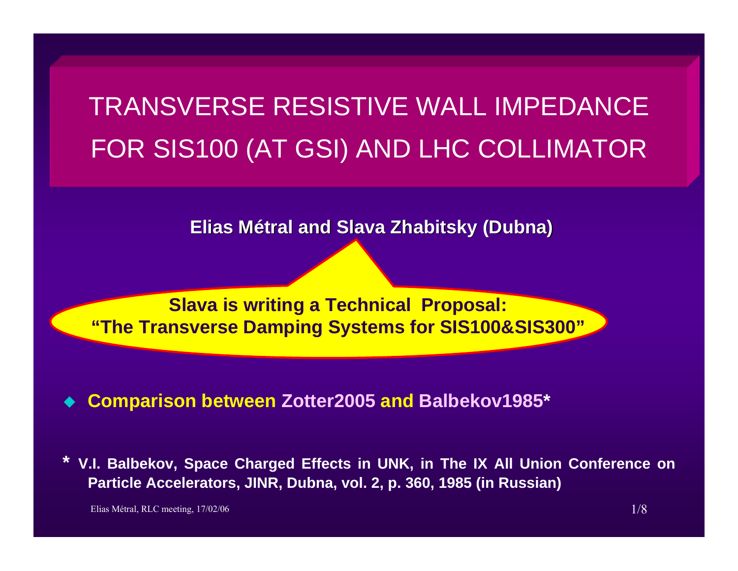# TRANSVERSE RESISTIVE WALL IMPEDANCE FOR SIS100 (AT GSI) AND LHC COLLIMATOR

**Elias Métral and Slava Zhabitsky (Dubna)**

**Slava is writing a Technical Proposal: "The Transverse Damping Systems for SIS100&SIS300"**

- **Comparison between Zotter2005 and Balbekov1985***

**\* V.I. Balbekov, Space Charged Effects in UNK, in The IX All Union Conference on Particle Accelerators, JINR, Dubna, vol. 2, p. 360, 1985 (in Russian)**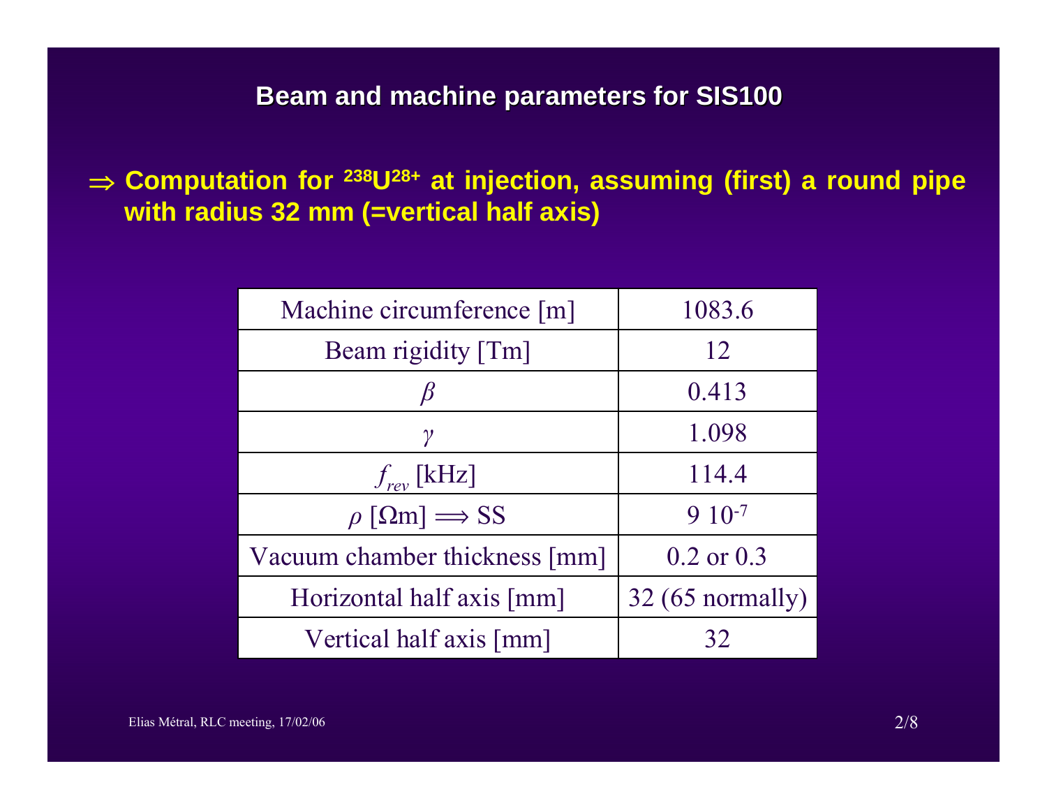# Beam and machine parameters for SIS100

$\Rightarrow$ **Computation for $^{238}U^{28+}$ at injection, assuming (first) a round pipe with radius 32 mm (=vertical half axis)**

| | |
|---|---|
| Machine circumference [m] | 1083.6 |
| Beam rigidity [Tm] | 12 |
| $\beta$ | 0.413 |
| $\gamma$ | 1.098 |
| $f_{rev}$ [kHz] | 114.4 |
| $\rho$ [$\Omega$m] $\Longrightarrow$ SS | $9\ 10^{-7}$ |
| Vacuum chamber thickness [mm] | 0.2 or 0.3 |
| Horizontal half axis [mm] | 32 (65 normally) |
| Vertical half axis [mm] | 32 |

Elias Métral, RLC meeting, 17/02/06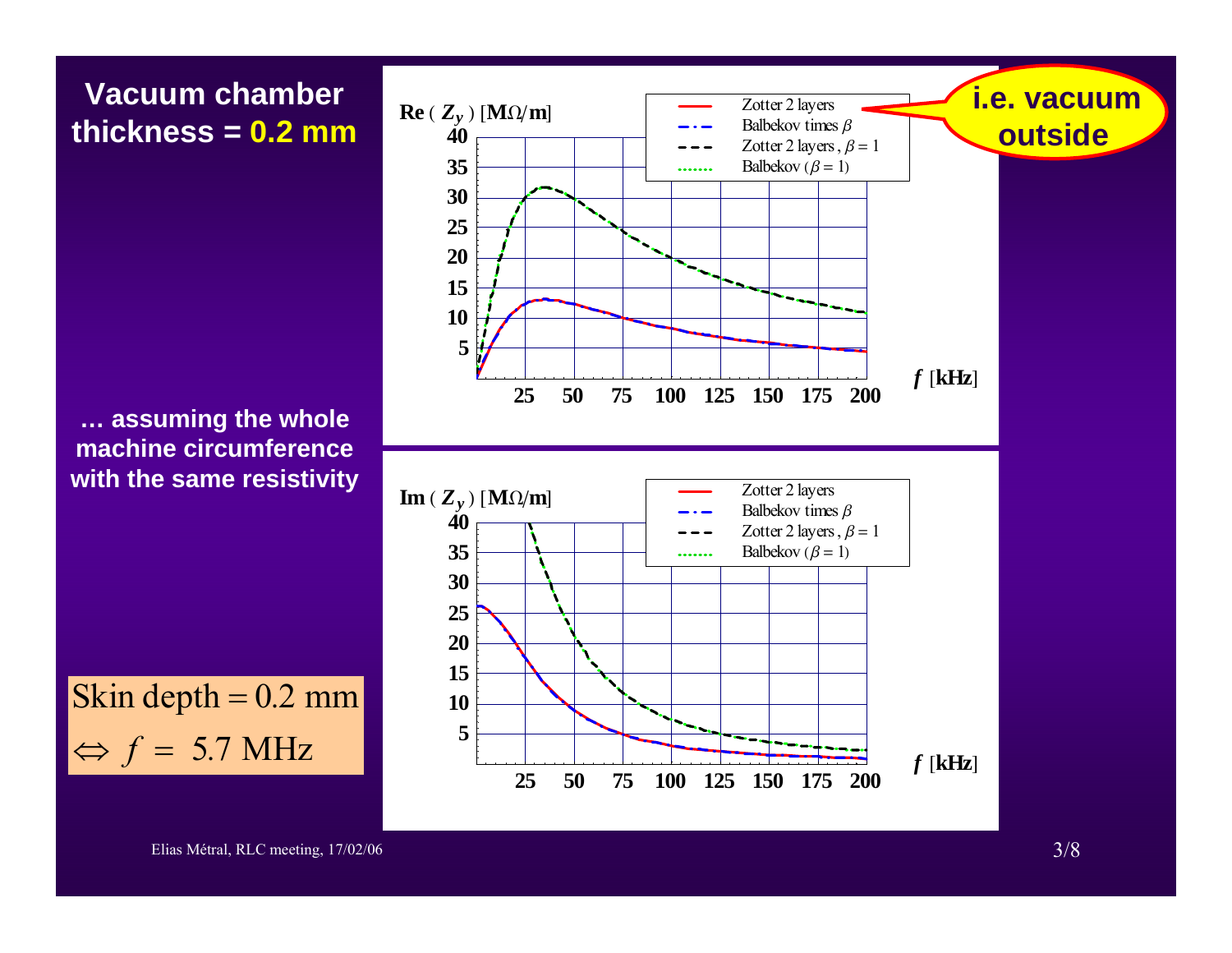# Vacuum chamber thickness = 0.2 mm

… assuming the whole machine circumference with the same resistivity

$$\text{Skin depth} = 0.2 \text{ mm} \Leftrightarrow f = 5.7 \text{ MHz}$$

Re ( $Z_y$ ) [MΩ/m]

40
35
30
25
20
15
10
5

25 50 75 100 125 150 175 200

$f$ [kHz]

Zotter 2 layers
Balbekov times $\beta$
Zotter 2 layers, $\beta = 1$
Balbekov ($\beta = 1$)

i.e. vacuum outside

Im ( $Z_y$ ) [MΩ/m]

40
35
30
25
20
15
10
5

25 50 75 100 125 150 175 200

$f$ [kHz]

Zotter 2 layers
Balbekov times $\beta$
Zotter 2 layers, $\beta = 1$
Balbekov ($\beta = 1$)

Elias Métral, RLC meeting, 17/02/06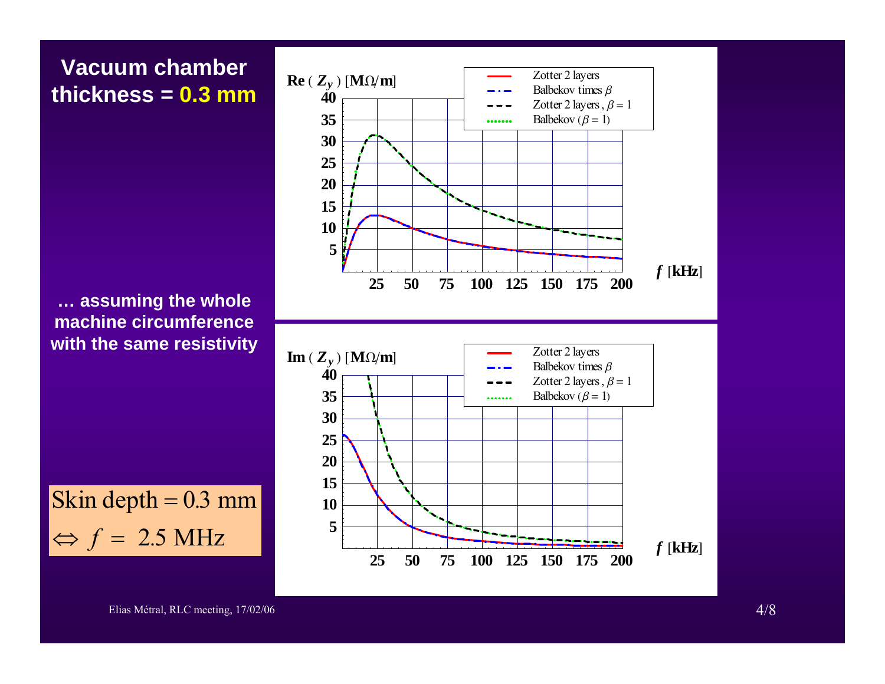# Vacuum chamber thickness = 0.3 mm

… assuming the whole machine circumference with the same resistivity

$$\text{Skin depth} = 0.3 \text{ mm}$$
$$\Leftrightarrow f = 2.5 \text{ MHz}$$

Re ( $Z_y$ ) [MΩ/m]

- Zotter 2 layers
- Balbekov times $\beta$
- Zotter 2 layers , $\beta = 1$
- Balbekov ( $\beta = 1$ )

$f$ [kHz]

Im ( $Z_y$ ) [MΩ/m]

- Zotter 2 layers
- Balbekov times $\beta$
- Zotter 2 layers , $\beta = 1$
- Balbekov ( $\beta = 1$ )

$f$ [kHz]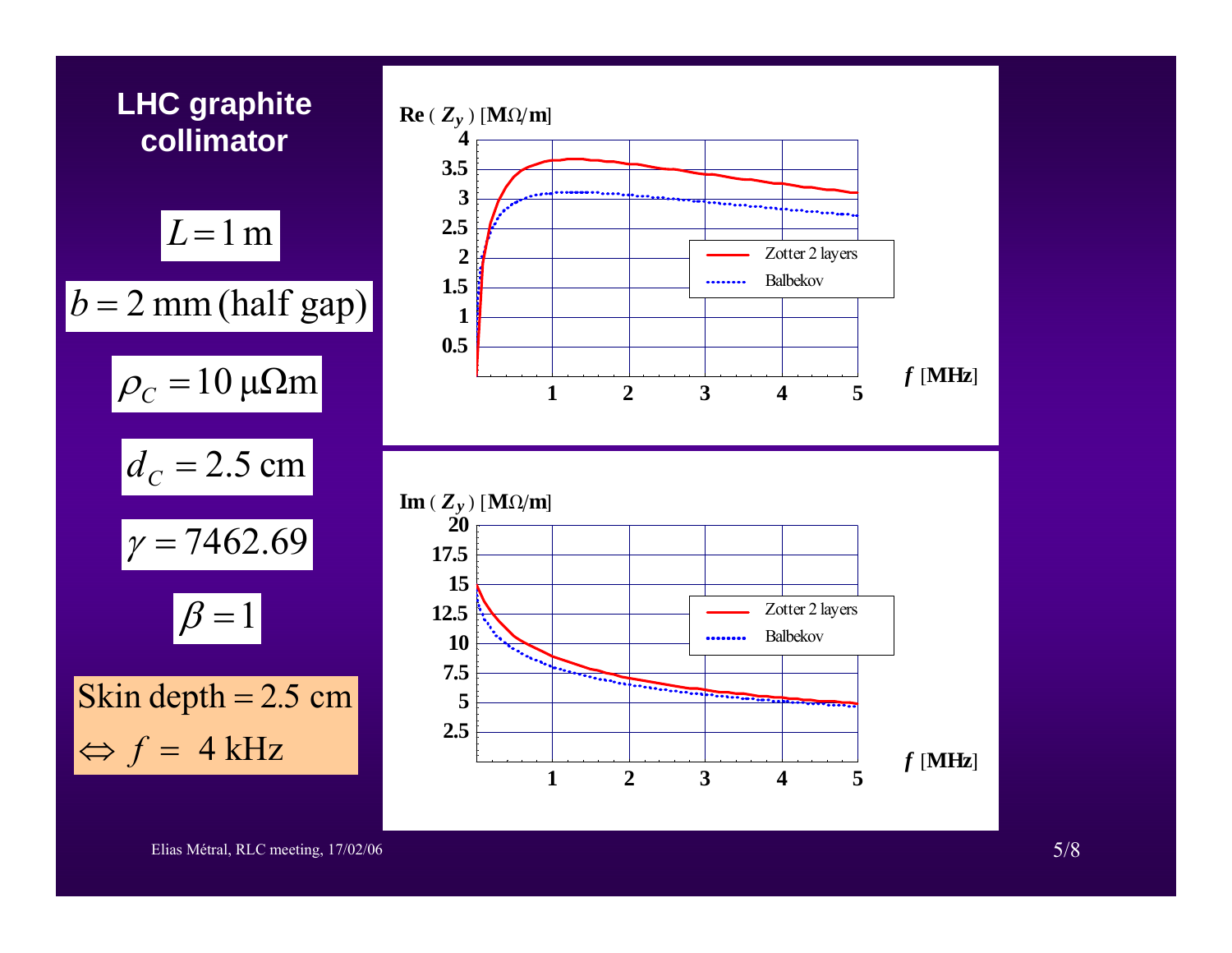# LHC graphite collimator

$L = 1\ \text{m}$

$b = 2\ \text{mm (half gap)}$

$\rho_C = 10\ \mu\Omega\text{m}$

$d_C = 2.5\ \text{cm}$

$\gamma = 7462.69$

$\beta = 1$

Skin depth = 2.5 cm

$\Leftrightarrow f = 4\ \text{kHz}$

Re ( $Z_y$ ) [M$\Omega$/m]

4
3.5
3
2.5
2
1.5
1
0.5

1 2 3 4 5

$f$ [MHz]

Zotter 2 layers
Balbekov

Im ( $Z_y$ ) [M$\Omega$/m]

20
17.5
15
12.5
10
7.5
5
2.5

1 2 3 4 5

$f$ [MHz]

Zotter 2 layers
Balbekov

Elias Métral, RLC meeting, 17/02/06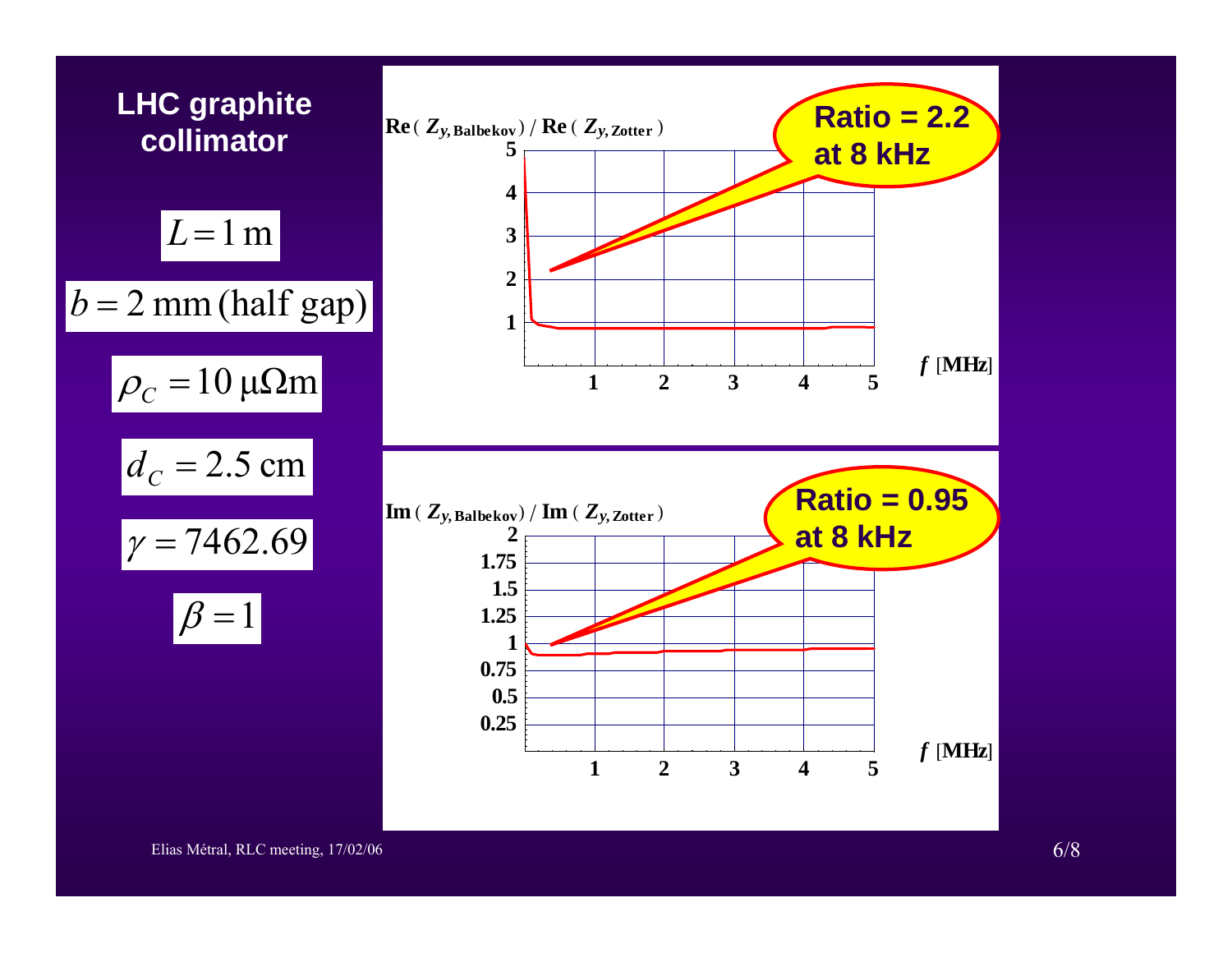# LHC graphite collimator

$L = 1\ \text{m}$

$b = 2\ \text{mm (half gap)}$

$\rho_C = 10\ \mu\Omega\text{m}$

$d_C = 2.5\ \text{cm}$

$\gamma = 7462.69$

$\beta = 1$

$\text{Re}(Z_{y,\text{Balbekov}}) / \text{Re}(Z_{y,\text{Zotter}})$

5
4
3
2
1

1 2 3 4 5

$f$ [MHz]

Ratio = 2.2 at 8 kHz

$\text{Im}(Z_{y,\text{Balbekov}}) / \text{Im}(Z_{y,\text{Zotter}})$

2
1.75
1.5
1.25
1
0.75
0.5
0.25

1 2 3 4 5

$f$ [MHz]

Ratio = 0.95 at 8 kHz

Elias Métral, RLC meeting, 17/02/06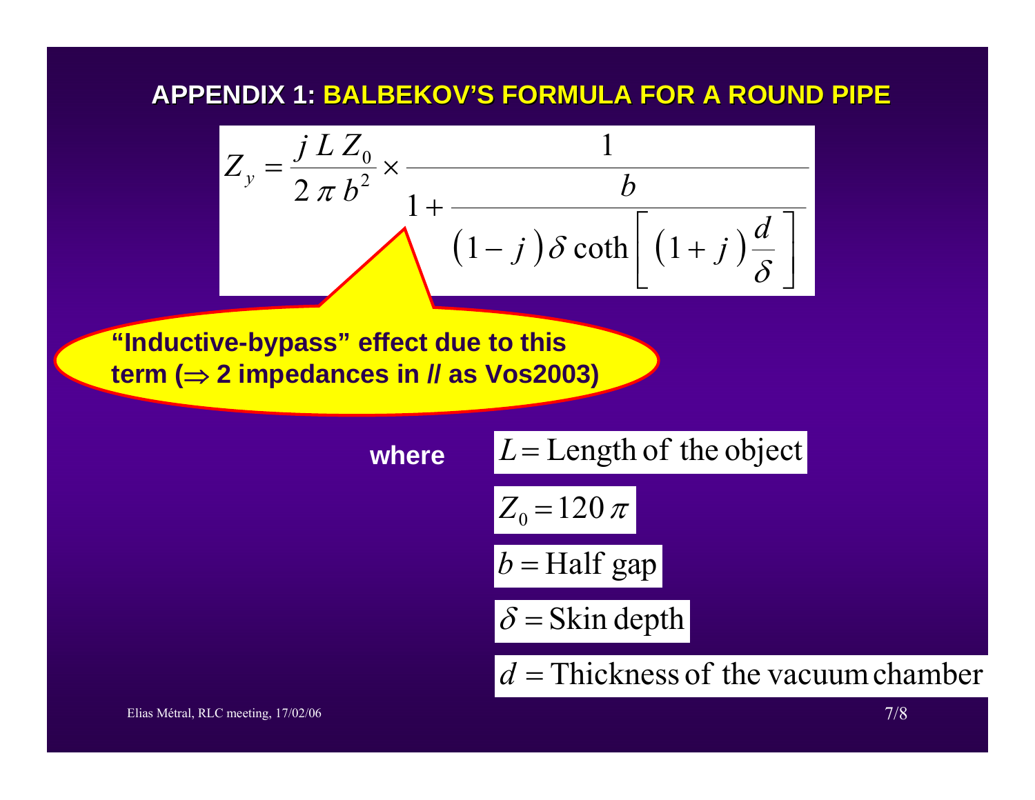## APPENDIX 1: BALBEKOV'S FORMULA FOR A ROUND PIPE

$$Z_y = \frac{j\, L\, Z_0}{2\, \pi\, b^2} \times \frac{1}{1 + \dfrac{b}{\left(1 - j\right) \delta \coth\left[\, \left(1 + j\right) \dfrac{d}{\delta} \,\right]}}$$

**"Inductive-bypass" effect due to this term ($\Rightarrow$ 2 impedances in // as Vos2003)**

**where**

$L =$ Length of the object

$Z_0 = 120\, \pi$

$b =$ Half gap

$\delta =$ Skin depth

$d =$ Thickness of the vacuum chamber

Elias Métral, RLC meeting, 17/02/06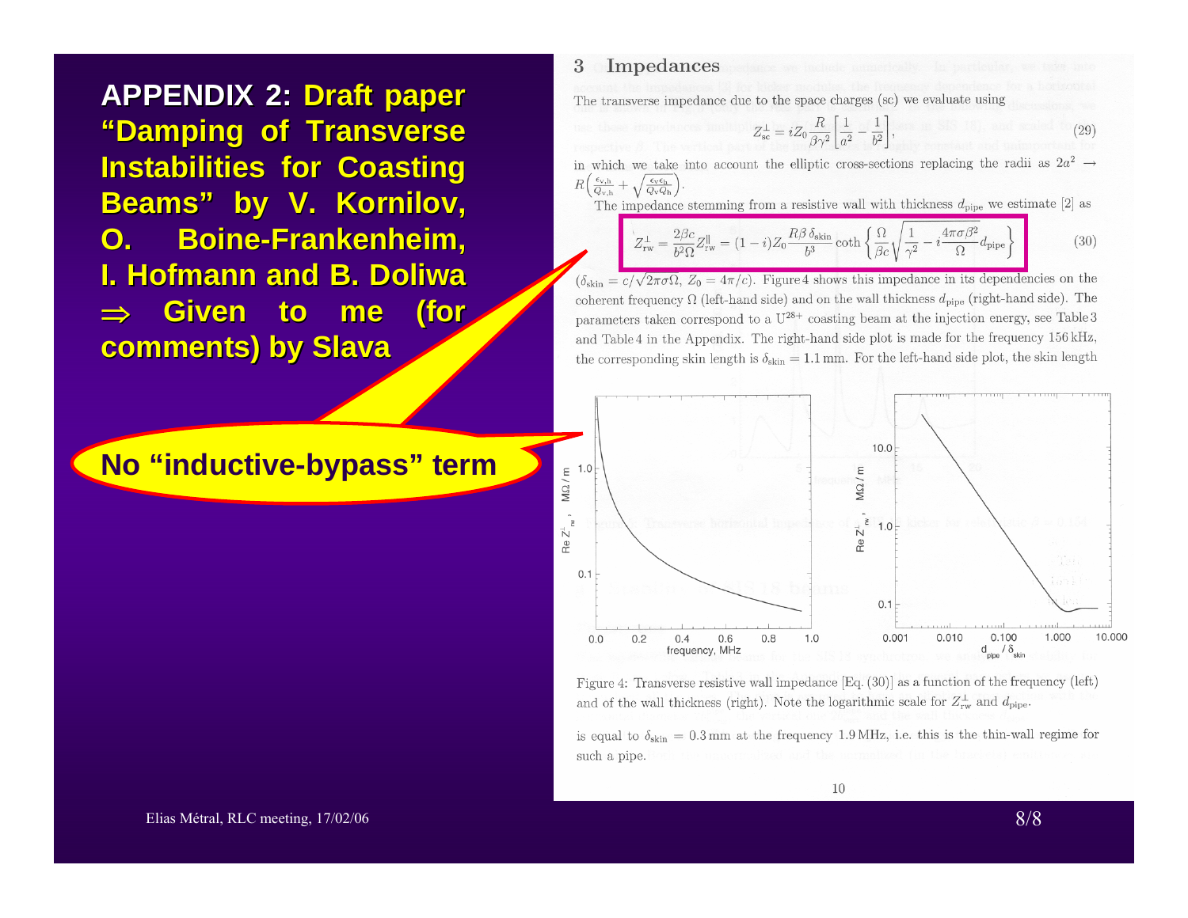**APPENDIX 2: Draft paper "Damping of Transverse Instabilities for Coasting Beams" by V. Kornilov, O. Boine-Frankenheim, I. Hofmann and B. Doliwa ⇒ Given to me (for comments) by Slava**

**No "inductive-bypass" term**

## 3 Impedances

The transverse impedance due to the space charges (sc) we evaluate using

$$Z_{sc}^{\perp} = i Z_0 \frac{R}{\beta \gamma^2} \left[ \frac{1}{a^2} - \frac{1}{b^2} \right], \tag{29}$$

in which we take into account the elliptic cross-sections replacing the radii as $2a^2 \rightarrow R\left(\frac{\epsilon_{v,h}}{Q_{v,h}} + \sqrt{\frac{\epsilon_v \epsilon_h}{Q_v Q_h}}\right)$.

The impedance stemming from a resistive wall with thickness $d_{pipe}$ we estimate [2] as

$$Z_{rw}^{\perp} = \frac{2\beta c}{b^2 \Omega} Z_{rw}^{\parallel} = (1-i) Z_0 \frac{R \beta\, \delta_{skin}}{b^3} \coth\left\{ \frac{\Omega}{\beta c} \sqrt{\frac{1}{\gamma^2} - i \frac{4\pi\sigma\beta^2}{\Omega}}\, d_{pipe} \right\} \tag{30}$$

($\delta_{skin} = c/\sqrt{2\pi\sigma\Omega}$, $Z_0 = 4\pi/c$). Figure 4 shows this impedance in its dependencies on the coherent frequency $\Omega$ (left-hand side) and on the wall thickness $d_{pipe}$ (right-hand side). The parameters taken correspond to a $U^{28+}$ coasting beam at the injection energy, see Table 3 and Table 4 in the Appendix. The right-hand side plot is made for the frequency 156 kHz, the corresponding skin length is $\delta_{skin} = 1.1$ mm. For the left-hand side plot, the skin length

Re $Z^{\perp}_{rw}$, MΩ / m
1.0
0.1
0.0 0.2 0.4 0.6 0.8 1.0
frequency, MHz

Re $Z^{\perp}_{rw}$, MΩ / m
10.0
1.0
0.1
0.001 0.010 0.100 1.000 10.000
$d_{pipe} / \delta_{skin}$

Figure 4: Transverse resistive wall impedance [Eq. (30)] as a function of the frequency (left) and of the wall thickness (right). Note the logarithmic scale for $Z^{\perp}_{rw}$ and $d_{pipe}$.

is equal to $\delta_{skin} = 0.3$ mm at the frequency 1.9 MHz, i.e. this is the thin-wall regime for such a pipe.

Elias Métral, RLC meeting, 17/02/06